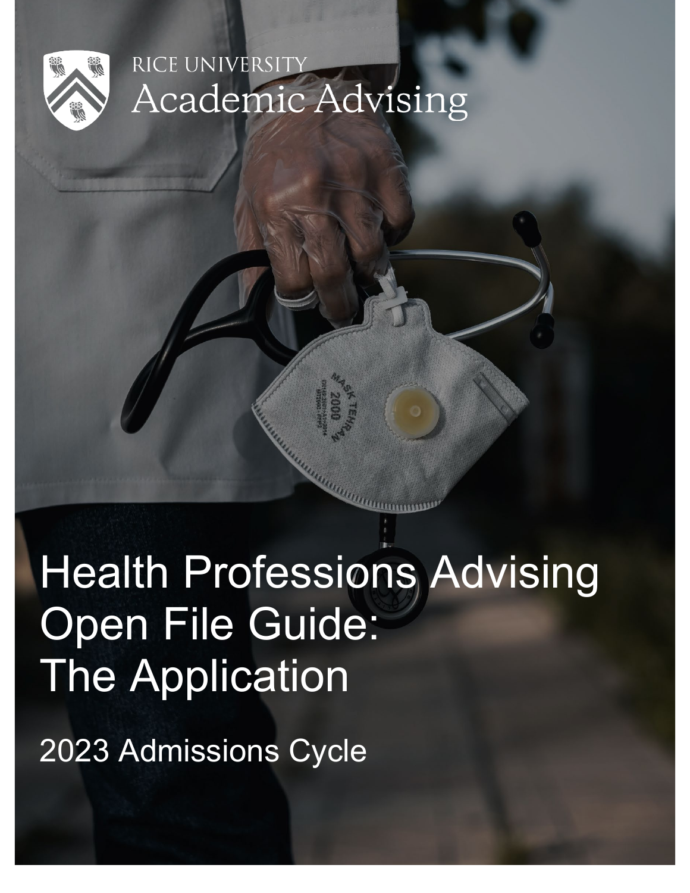RICE UNIVERSITY
Academic Advising

# Health Professions Advising Open File Guide: The Application

2023 Admissions Cycle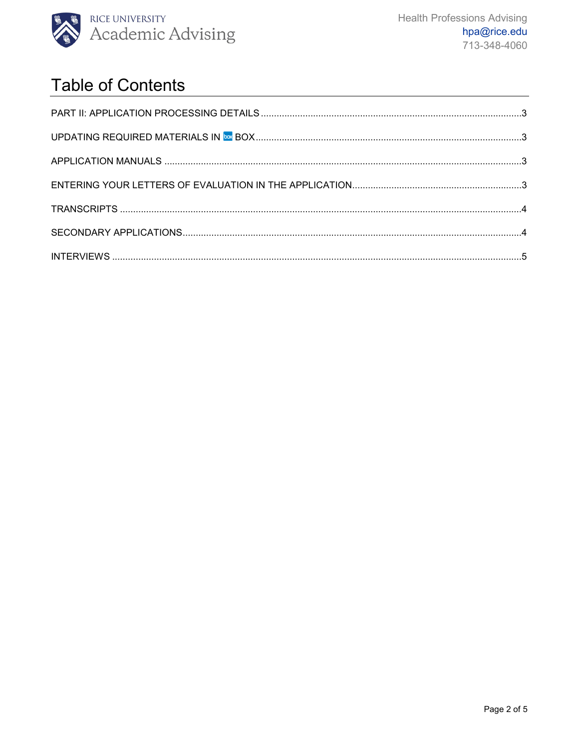# Table of Contents

PART II: APPLICATION PROCESSING DETAILS ....................................................................................................3

UPDATING REQUIRED MATERIALS IN BOX ....................................................................................................3

APPLICATION MANUALS ....................................................................................................3

ENTERING YOUR LETTERS OF EVALUATION IN THE APPLICATION....................................................................................................3

TRANSCRIPTS ....................................................................................................4

SECONDARY APPLICATIONS....................................................................................................4

INTERVIEWS ....................................................................................................5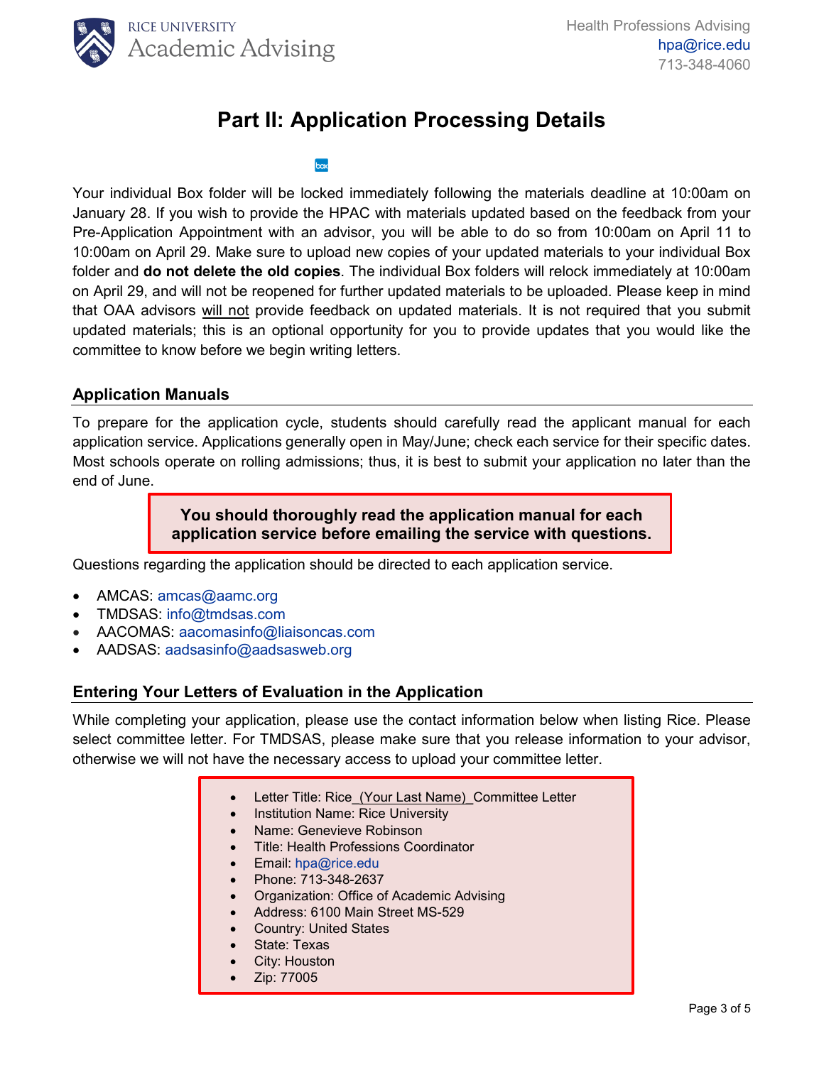# Part II: Application Processing Details

Your individual Box folder will be locked immediately following the materials deadline at 10:00am on January 28. If you wish to provide the HPAC with materials updated based on the feedback from your Pre-Application Appointment with an advisor, you will be able to do so from 10:00am on April 11 to 10:00am on April 29. Make sure to upload new copies of your updated materials to your individual Box folder and **do not delete the old copies**. The individual Box folders will relock immediately at 10:00am on April 29, and will not be reopened for further updated materials to be uploaded. Please keep in mind that OAA advisors will not provide feedback on updated materials. It is not required that you submit updated materials; this is an optional opportunity for you to provide updates that you would like the committee to know before we begin writing letters.

## Application Manuals

To prepare for the application cycle, students should carefully read the applicant manual for each application service. Applications generally open in May/June; check each service for their specific dates. Most schools operate on rolling admissions; thus, it is best to submit your application no later than the end of June.

**You should thoroughly read the application manual for each application service before emailing the service with questions.**

Questions regarding the application should be directed to each application service.

- AMCAS: amcas@aamc.org
- TMDSAS: info@tmdsas.com
- AACOMAS: aacomasinfo@liaisoncas.com
- AADSAS: aadsasinfo@aadsasweb.org

## Entering Your Letters of Evaluation in the Application

While completing your application, please use the contact information below when listing Rice. Please select committee letter. For TMDSAS, please make sure that you release information to your advisor, otherwise we will not have the necessary access to upload your committee letter.

- Letter Title: Rice (Your Last Name) Committee Letter
- Institution Name: Rice University
- Name: Genevieve Robinson
- Title: Health Professions Coordinator
- Email: hpa@rice.edu
- Phone: 713-348-2637
- Organization: Office of Academic Advising
- Address: 6100 Main Street MS-529
- Country: United States
- State: Texas
- City: Houston
- Zip: 77005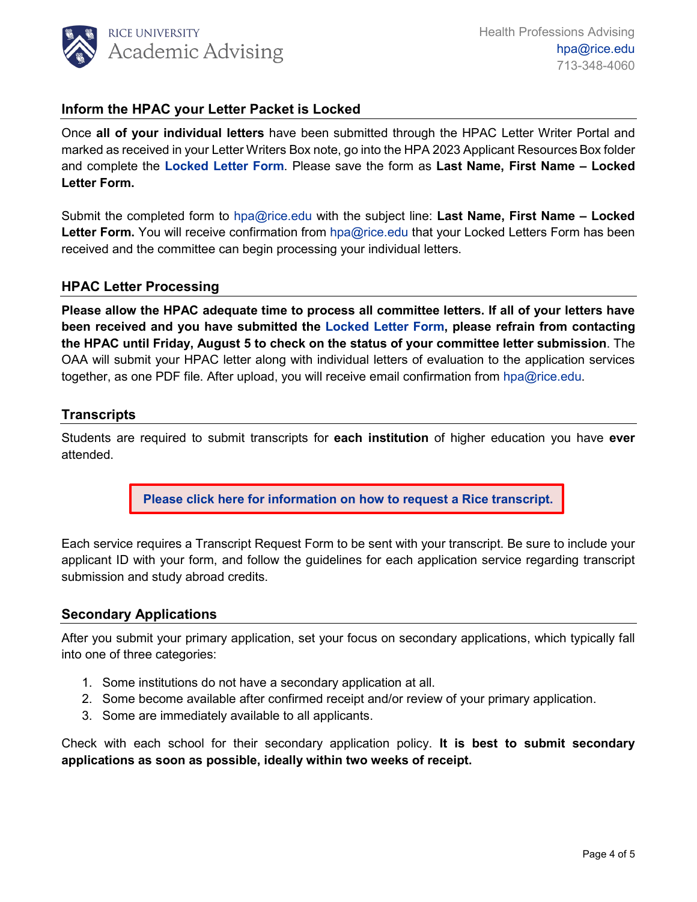## Inform the HPAC your Letter Packet is Locked

Once **all of your individual letters** have been submitted through the HPAC Letter Writer Portal and marked as received in your Letter Writers Box note, go into the HPA 2023 Applicant Resources Box folder and complete the **Locked Letter Form**. Please save the form as **Last Name, First Name – Locked Letter Form.**

Submit the completed form to hpa@rice.edu with the subject line: **Last Name, First Name – Locked Letter Form.** You will receive confirmation from hpa@rice.edu that your Locked Letters Form has been received and the committee can begin processing your individual letters.

## HPAC Letter Processing

**Please allow the HPAC adequate time to process all committee letters. If all of your letters have been received and you have submitted the Locked Letter Form, please refrain from contacting the HPAC until Friday, August 5 to check on the status of your committee letter submission**. The OAA will submit your HPAC letter along with individual letters of evaluation to the application services together, as one PDF file. After upload, you will receive email confirmation from hpa@rice.edu.

## Transcripts

Students are required to submit transcripts for **each institution** of higher education you have **ever** attended.

**Please click here for information on how to request a Rice transcript.**

Each service requires a Transcript Request Form to be sent with your transcript. Be sure to include your applicant ID with your form, and follow the guidelines for each application service regarding transcript submission and study abroad credits.

## Secondary Applications

After you submit your primary application, set your focus on secondary applications, which typically fall into one of three categories:

1. Some institutions do not have a secondary application at all.
2. Some become available after confirmed receipt and/or review of your primary application.
3. Some are immediately available to all applicants.

Check with each school for their secondary application policy. **It is best to submit secondary applications as soon as possible, ideally within two weeks of receipt.**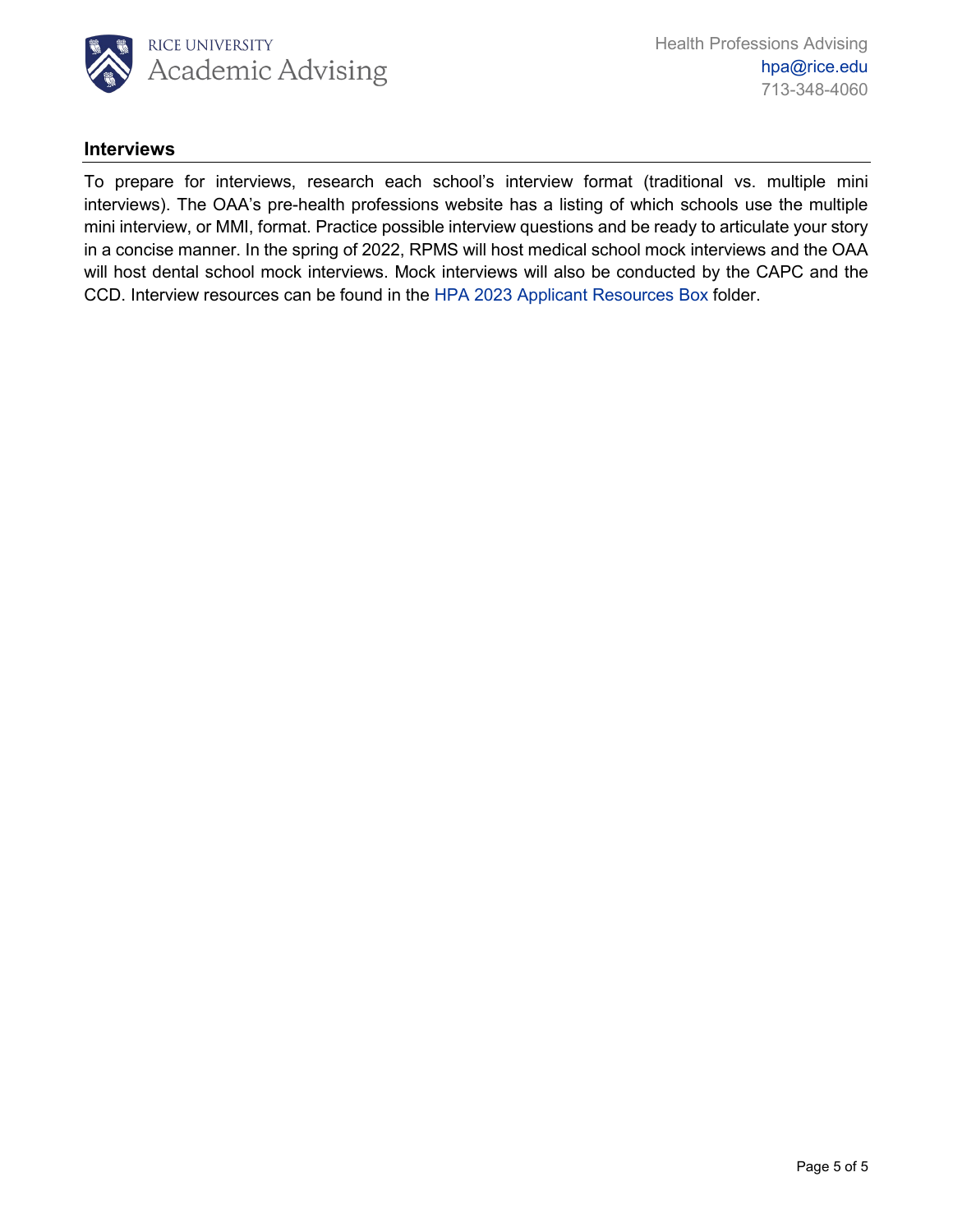## Interviews

To prepare for interviews, research each school's interview format (traditional vs. multiple mini interviews). The OAA's pre-health professions website has a listing of which schools use the multiple mini interview, or MMI, format. Practice possible interview questions and be ready to articulate your story in a concise manner. In the spring of 2022, RPMS will host medical school mock interviews and the OAA will host dental school mock interviews. Mock interviews will also be conducted by the CAPC and the CCD. Interview resources can be found in the HPA 2023 Applicant Resources Box folder.